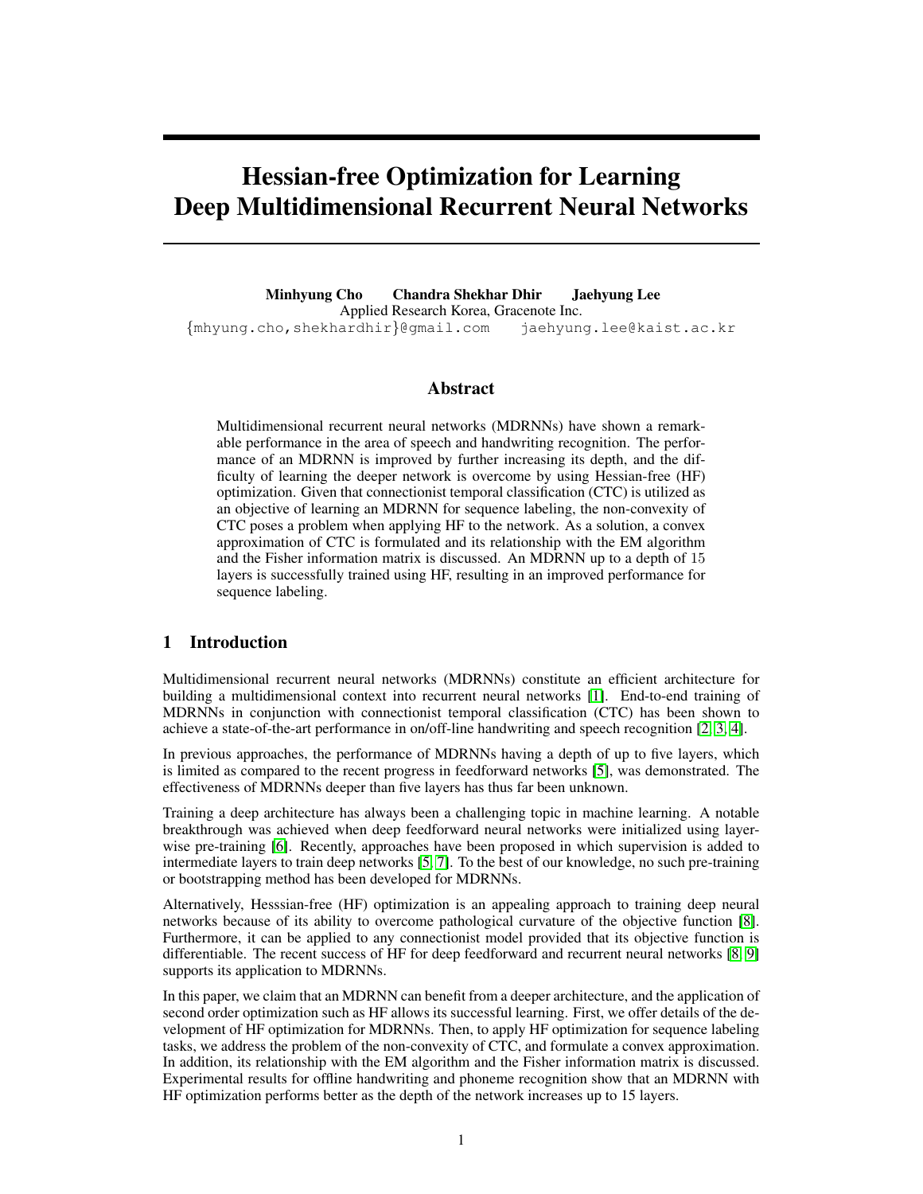# Hessian-free Optimization for Learning Deep Multidimensional Recurrent Neural Networks

**Minhyung Cho**   **Chandra Shekhar Dhir**   **Jaehyung Lee**
Applied Research Korea, Gracenote Inc.
{mhyung.cho,shekhardhir}@gmail.com   jaehyung.lee@kaist.ac.kr

## Abstract

Multidimensional recurrent neural networks (MDRNNs) have shown a remarkable performance in the area of speech and handwriting recognition. The performance of an MDRNN is improved by further increasing its depth, and the difficulty of learning the deeper network is overcome by using Hessian-free (HF) optimization. Given that connectionist temporal classification (CTC) is utilized as an objective of learning an MDRNN for sequence labeling, the non-convexity of CTC poses a problem when applying HF to the network. As a solution, a convex approximation of CTC is formulated and its relationship with the EM algorithm and the Fisher information matrix is discussed. An MDRNN up to a depth of 15 layers is successfully trained using HF, resulting in an improved performance for sequence labeling.

## 1 Introduction

Multidimensional recurrent neural networks (MDRNNs) constitute an efficient architecture for building a multidimensional context into recurrent neural networks [1]. End-to-end training of MDRNNs in conjunction with connectionist temporal classification (CTC) has been shown to achieve a state-of-the-art performance in on/off-line handwriting and speech recognition [2, 3, 4].

In previous approaches, the performance of MDRNNs having a depth of up to five layers, which is limited as compared to the recent progress in feedforward networks [5], was demonstrated. The effectiveness of MDRNNs deeper than five layers has thus far been unknown.

Training a deep architecture has always been a challenging topic in machine learning. A notable breakthrough was achieved when deep feedforward neural networks were initialized using layer-wise pre-training [6]. Recently, approaches have been proposed in which supervision is added to intermediate layers to train deep networks [5, 7]. To the best of our knowledge, no such pre-training or bootstrapping method has been developed for MDRNNs.

Alternatively, Hesssian-free (HF) optimization is an appealing approach to training deep neural networks because of its ability to overcome pathological curvature of the objective function [8]. Furthermore, it can be applied to any connectionist model provided that its objective function is differentiable. The recent success of HF for deep feedforward and recurrent neural networks [8, 9] supports its application to MDRNNs.

In this paper, we claim that an MDRNN can benefit from a deeper architecture, and the application of second order optimization such as HF allows its successful learning. First, we offer details of the development of HF optimization for MDRNNs. Then, to apply HF optimization for sequence labeling tasks, we address the problem of the non-convexity of CTC, and formulate a convex approximation. In addition, its relationship with the EM algorithm and the Fisher information matrix is discussed. Experimental results for offline handwriting and phoneme recognition show that an MDRNN with HF optimization performs better as the depth of the network increases up to 15 layers.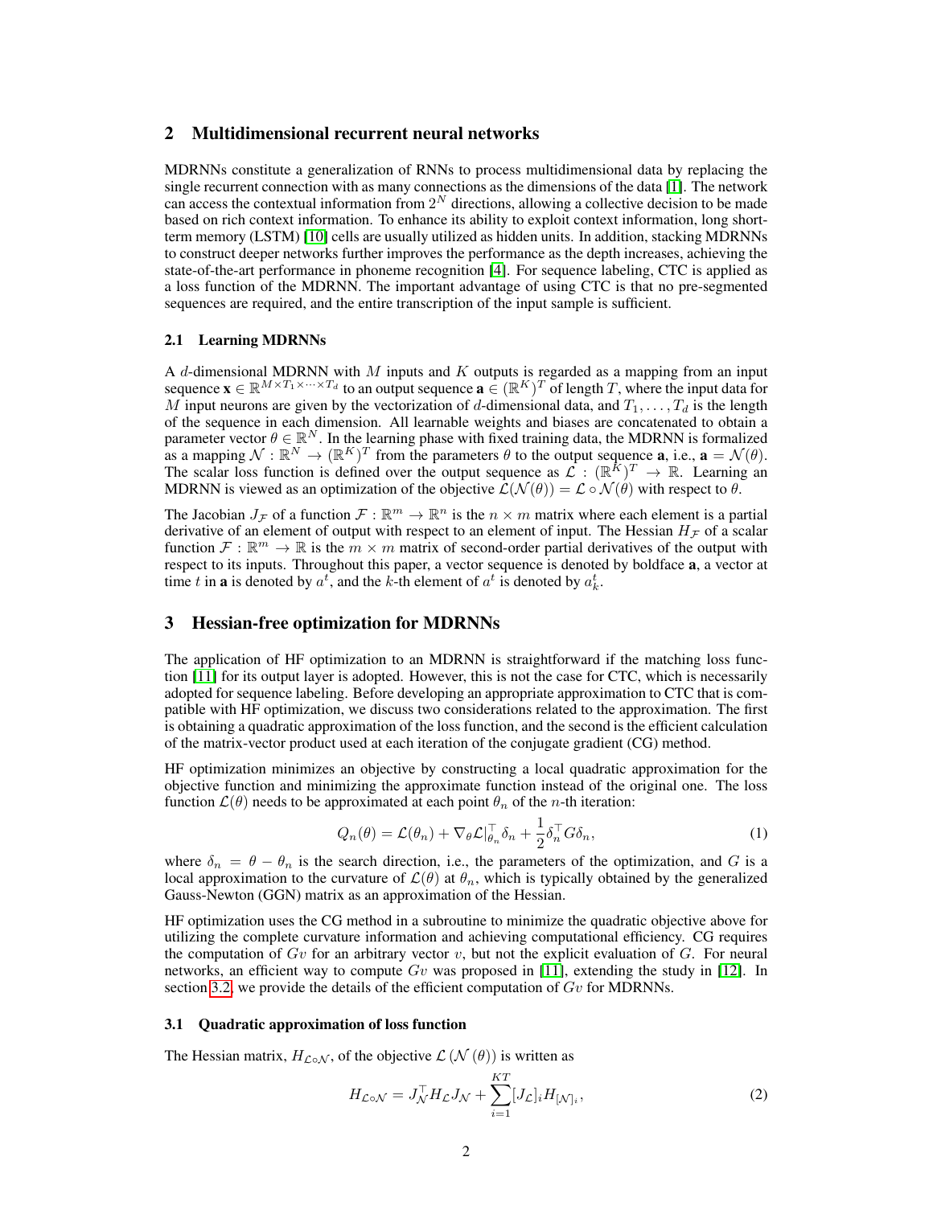## 2 Multidimensional recurrent neural networks

MDRNNs constitute a generalization of RNNs to process multidimensional data by replacing the single recurrent connection with as many connections as the dimensions of the data [1]. The network can access the contextual information from $2^N$ directions, allowing a collective decision to be made based on rich context information. To enhance its ability to exploit context information, long short-term memory (LSTM) [10] cells are usually utilized as hidden units. In addition, stacking MDRNNs to construct deeper networks further improves the performance as the depth increases, achieving the state-of-the-art performance in phoneme recognition [4]. For sequence labeling, CTC is applied as a loss function of the MDRNN. The important advantage of using CTC is that no pre-segmented sequences are required, and the entire transcription of the input sample is sufficient.

### 2.1 Learning MDRNNs

A $d$-dimensional MDRNN with $M$ inputs and $K$ outputs is regarded as a mapping from an input sequence $\mathbf{x} \in \mathbb{R}^{M \times T_1 \times \cdots \times T_d}$ to an output sequence $\mathbf{a} \in (\mathbb{R}^K)^T$ of length $T$, where the input data for $M$ input neurons are given by the vectorization of $d$-dimensional data, and $T_1, \ldots, T_d$ is the length of the sequence in each dimension. All learnable weights and biases are concatenated to obtain a parameter vector $\theta \in \mathbb{R}^N$. In the learning phase with fixed training data, the MDRNN is formalized as a mapping $\mathcal{N} : \mathbb{R}^N \to (\mathbb{R}^K)^T$ from the parameters $\theta$ to the output sequence $\mathbf{a}$, i.e., $\mathbf{a} = \mathcal{N}(\theta)$. The scalar loss function is defined over the output sequence as $\mathcal{L} : (\mathbb{R}^K)^T \to \mathbb{R}$. Learning an MDRNN is viewed as an optimization of the objective $\mathcal{L}(\mathcal{N}(\theta)) = \mathcal{L} \circ \mathcal{N}(\theta)$ with respect to $\theta$.

The Jacobian $J_\mathcal{F}$ of a function $\mathcal{F} : \mathbb{R}^m \to \mathbb{R}^n$ is the $n \times m$ matrix where each element is a partial derivative of an element of output with respect to an element of input. The Hessian $H_\mathcal{F}$ of a scalar function $\mathcal{F} : \mathbb{R}^m \to \mathbb{R}$ is the $m \times m$ matrix of second-order partial derivatives of the output with respect to its inputs. Throughout this paper, a vector sequence is denoted by boldface $\mathbf{a}$, a vector at time $t$ in $\mathbf{a}$ is denoted by $a^t$, and the $k$-th element of $a^t$ is denoted by $a^t_k$.

## 3 Hessian-free optimization for MDRNNs

The application of HF optimization to an MDRNN is straightforward if the matching loss function [11] for its output layer is adopted. However, this is not the case for CTC, which is necessarily adopted for sequence labeling. Before developing an appropriate approximation to CTC that is compatible with HF optimization, we discuss two considerations related to the approximation. The first is obtaining a quadratic approximation of the loss function, and the second is the efficient calculation of the matrix-vector product used at each iteration of the conjugate gradient (CG) method.

HF optimization minimizes an objective by constructing a local quadratic approximation for the objective function and minimizing the approximate function instead of the original one. The loss function $\mathcal{L}(\theta)$ needs to be approximated at each point $\theta_n$ of the $n$-th iteration:

$$Q_n(\theta) = \mathcal{L}(\theta_n) + \nabla_\theta \mathcal{L}|_{\theta_n}^\top \delta_n + \frac{1}{2}\delta_n^\top G \delta_n, \tag{1}$$

where $\delta_n = \theta - \theta_n$ is the search direction, i.e., the parameters of the optimization, and $G$ is a local approximation to the curvature of $\mathcal{L}(\theta)$ at $\theta_n$, which is typically obtained by the generalized Gauss-Newton (GGN) matrix as an approximation of the Hessian.

HF optimization uses the CG method in a subroutine to minimize the quadratic objective above for utilizing the complete curvature information and achieving computational efficiency. CG requires the computation of $Gv$ for an arbitrary vector $v$, but not the explicit evaluation of $G$. For neural networks, an efficient way to compute $Gv$ was proposed in [11], extending the study in [12]. In section 3.2, we provide the details of the efficient computation of $Gv$ for MDRNNs.

### 3.1 Quadratic approximation of loss function

The Hessian matrix, $H_{\mathcal{L}\circ\mathcal{N}}$, of the objective $\mathcal{L}(\mathcal{N}(\theta))$ is written as

$$H_{\mathcal{L}\circ\mathcal{N}} = J_\mathcal{N}^\top H_\mathcal{L} J_\mathcal{N} + \sum_{i=1}^{KT} [J_\mathcal{L}]_i H_{[\mathcal{N}]_i}, \tag{2}$$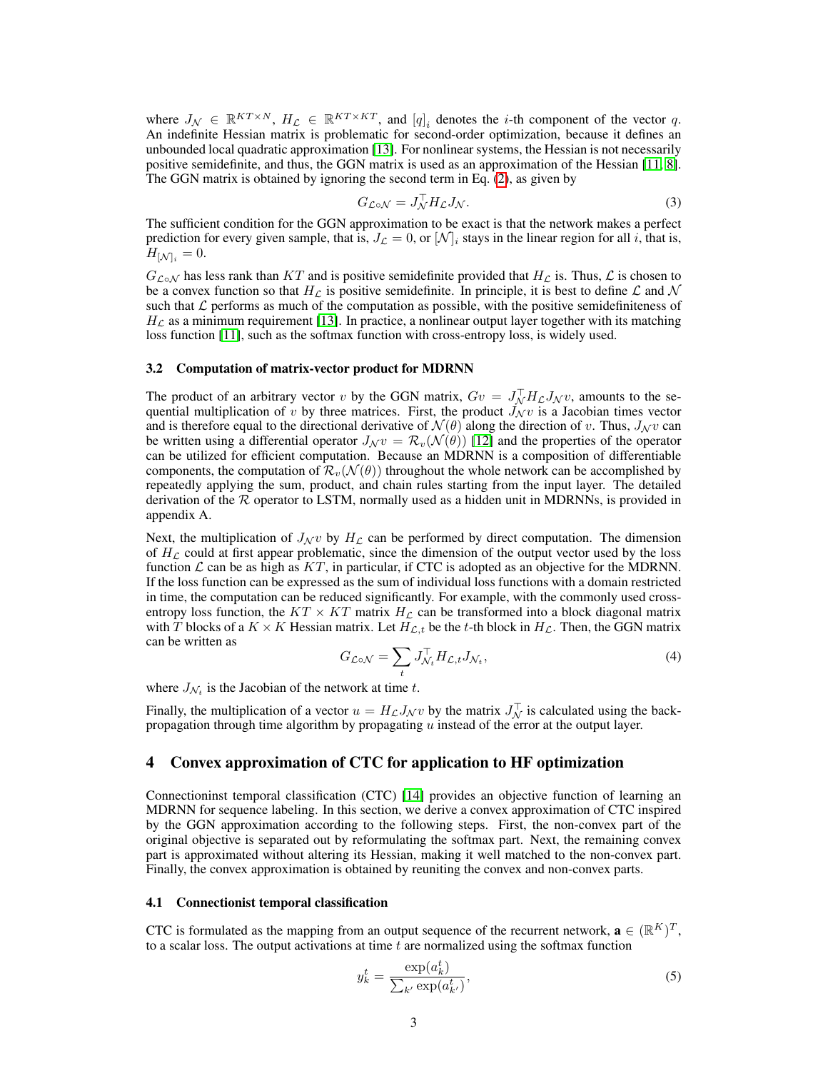where $J_{\mathcal{N}} \in \mathbb{R}^{KT \times N}$, $H_{\mathcal{L}} \in \mathbb{R}^{KT \times KT}$, and $[q]_i$ denotes the $i$-th component of the vector $q$. An indefinite Hessian matrix is problematic for second-order optimization, because it defines an unbounded local quadratic approximation [13]. For nonlinear systems, the Hessian is not necessarily positive semidefinite, and thus, the GGN matrix is used as an approximation of the Hessian [11, 8]. The GGN matrix is obtained by ignoring the second term in Eq. (2), as given by

$$G_{\mathcal{L} \circ \mathcal{N}} = J_{\mathcal{N}}^{\top} H_{\mathcal{L}} J_{\mathcal{N}}. \tag{3}$$

The sufficient condition for the GGN approximation to be exact is that the network makes a perfect prediction for every given sample, that is, $J_{\mathcal{L}} = 0$, or $[\mathcal{N}]_i$ stays in the linear region for all $i$, that is, $H_{[\mathcal{N}]_i} = 0$.

$G_{\mathcal{L} \circ \mathcal{N}}$ has less rank than $KT$ and is positive semidefinite provided that $H_{\mathcal{L}}$ is. Thus, $\mathcal{L}$ is chosen to be a convex function so that $H_{\mathcal{L}}$ is positive semidefinite. In principle, it is best to define $\mathcal{L}$ and $\mathcal{N}$ such that $\mathcal{L}$ performs as much of the computation as possible, with the positive semidefiniteness of $H_{\mathcal{L}}$ as a minimum requirement [13]. In practice, a nonlinear output layer together with its matching loss function [11], such as the softmax function with cross-entropy loss, is widely used.

### 3.2 Computation of matrix-vector product for MDRNN

The product of an arbitrary vector $v$ by the GGN matrix, $Gv = J_{\mathcal{N}}^{\top} H_{\mathcal{L}} J_{\mathcal{N}} v$, amounts to the sequential multiplication of $v$ by three matrices. First, the product $J_{\mathcal{N}} v$ is a Jacobian times vector and is therefore equal to the directional derivative of $\mathcal{N}(\theta)$ along the direction of $v$. Thus, $J_{\mathcal{N}} v$ can be written using a differential operator $J_{\mathcal{N}} v = \mathcal{R}_v(\mathcal{N}(\theta))$ [12] and the properties of the operator can be utilized for efficient computation. Because an MDRNN is a composition of differentiable components, the computation of $\mathcal{R}_v(\mathcal{N}(\theta))$ throughout the whole network can be accomplished by repeatedly applying the sum, product, and chain rules starting from the input layer. The detailed derivation of the $\mathcal{R}$ operator to LSTM, normally used as a hidden unit in MDRNNs, is provided in appendix A.

Next, the multiplication of $J_{\mathcal{N}} v$ by $H_{\mathcal{L}}$ can be performed by direct computation. The dimension of $H_{\mathcal{L}}$ could at first appear problematic, since the dimension of the output vector used by the loss function $\mathcal{L}$ can be as high as $KT$, in particular, if CTC is adopted as an objective for the MDRNN. If the loss function can be expressed as the sum of individual loss functions with a domain restricted in time, the computation can be reduced significantly. For example, with the commonly used cross-entropy loss function, the $KT \times KT$ matrix $H_{\mathcal{L}}$ can be transformed into a block diagonal matrix with $T$ blocks of a $K \times K$ Hessian matrix. Let $H_{\mathcal{L},t}$ be the $t$-th block in $H_{\mathcal{L}}$. Then, the GGN matrix can be written as

$$G_{\mathcal{L} \circ \mathcal{N}} = \sum_t J_{\mathcal{N}_t}^{\top} H_{\mathcal{L},t} J_{\mathcal{N}_t}, \tag{4}$$

where $J_{\mathcal{N}_t}$ is the Jacobian of the network at time $t$.

Finally, the multiplication of a vector $u = H_{\mathcal{L}} J_{\mathcal{N}} v$ by the matrix $J_{\mathcal{N}}^{\top}$ is calculated using the back-propagation through time algorithm by propagating $u$ instead of the error at the output layer.

## 4 Convex approximation of CTC for application to HF optimization

Connectioninst temporal classification (CTC) [14] provides an objective function of learning an MDRNN for sequence labeling. In this section, we derive a convex approximation of CTC inspired by the GGN approximation according to the following steps. First, the non-convex part of the original objective is separated out by reformulating the softmax part. Next, the remaining convex part is approximated without altering its Hessian, making it well matched to the non-convex part. Finally, the convex approximation is obtained by reuniting the convex and non-convex parts.

### 4.1 Connectionist temporal classification

CTC is formulated as the mapping from an output sequence of the recurrent network, $\mathbf{a} \in (\mathbb{R}^K)^T$, to a scalar loss. The output activations at time $t$ are normalized using the softmax function

$$y_k^t = \frac{\exp(a_k^t)}{\sum_{k'} \exp(a_{k'}^t)}, \tag{5}$$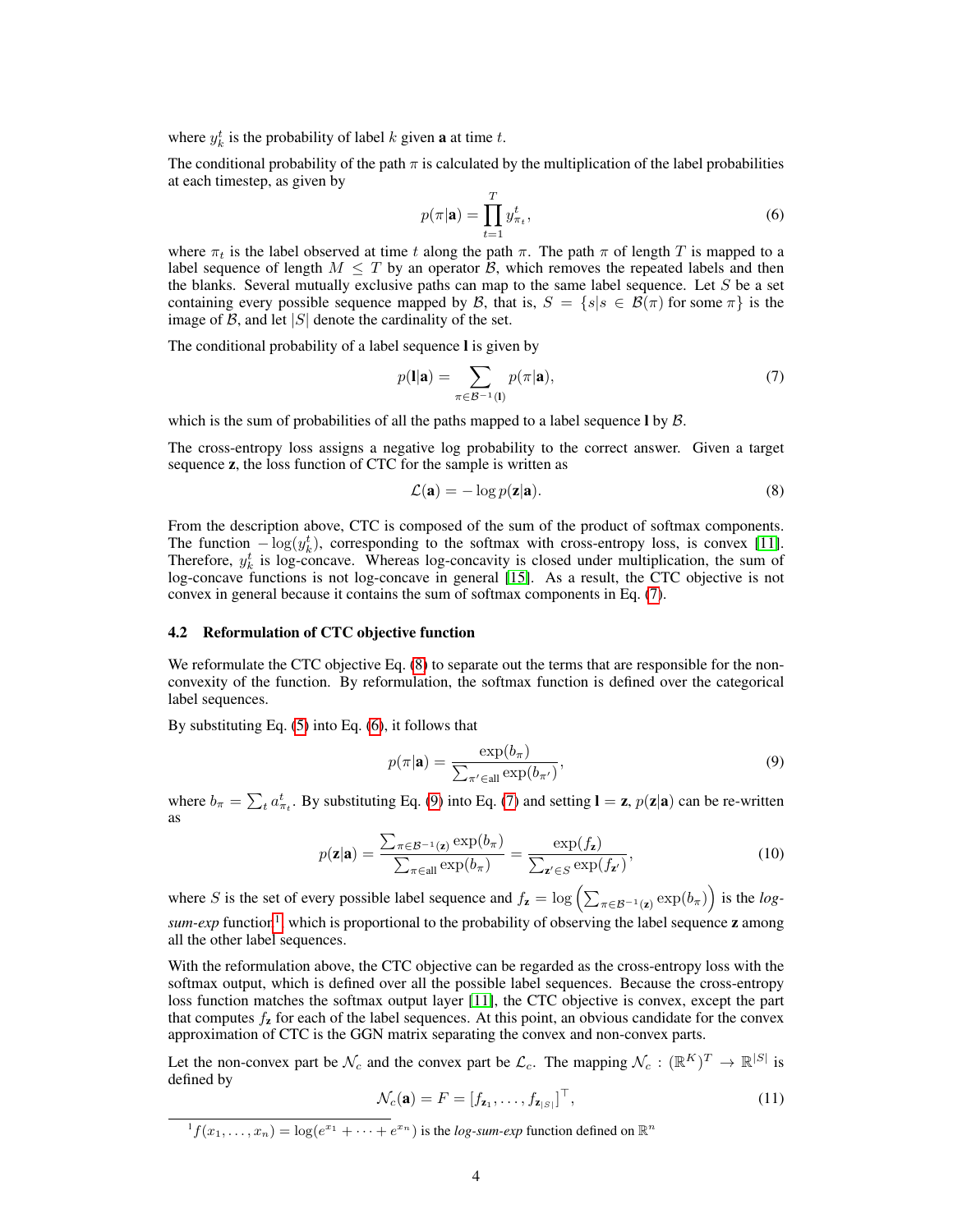where $y_k^t$ is the probability of label $k$ given $\mathbf{a}$ at time $t$.

The conditional probability of the path $\pi$ is calculated by the multiplication of the label probabilities at each timestep, as given by

$$p(\pi|\mathbf{a}) = \prod_{t=1}^{T} y_{\pi_t}^t, \tag{6}$$

where $\pi_t$ is the label observed at time $t$ along the path $\pi$. The path $\pi$ of length $T$ is mapped to a label sequence of length $M \leq T$ by an operator $\mathcal{B}$, which removes the repeated labels and then the blanks. Several mutually exclusive paths can map to the same label sequence. Let $S$ be a set containing every possible sequence mapped by $\mathcal{B}$, that is, $S = \{s | s \in \mathcal{B}(\pi) \text{ for some } \pi\}$ is the image of $\mathcal{B}$, and let $|S|$ denote the cardinality of the set.

The conditional probability of a label sequence $\mathbf{l}$ is given by

$$p(\mathbf{l}|\mathbf{a}) = \sum_{\pi \in \mathcal{B}^{-1}(\mathbf{l})} p(\pi|\mathbf{a}), \tag{7}$$

which is the sum of probabilities of all the paths mapped to a label sequence $\mathbf{l}$ by $\mathcal{B}$.

The cross-entropy loss assigns a negative log probability to the correct answer. Given a target sequence $\mathbf{z}$, the loss function of CTC for the sample is written as

$$\mathcal{L}(\mathbf{a}) = -\log p(\mathbf{z}|\mathbf{a}). \tag{8}$$

From the description above, CTC is composed of the sum of the product of softmax components. The function $-\log(y_k^t)$, corresponding to the softmax with cross-entropy loss, is convex [11]. Therefore, $y_k^t$ is log-concave. Whereas log-concavity is closed under multiplication, the sum of log-concave functions is not log-concave in general [15]. As a result, the CTC objective is not convex in general because it contains the sum of softmax components in Eq. (7).

### 4.2 Reformulation of CTC objective function

We reformulate the CTC objective Eq. (8) to separate out the terms that are responsible for the non-convexity of the function. By reformulation, the softmax function is defined over the categorical label sequences.

By substituting Eq. (5) into Eq. (6), it follows that

$$p(\pi|\mathbf{a}) = \frac{\exp(b_\pi)}{\sum_{\pi' \in \text{all}} \exp(b_{\pi'})}, \tag{9}$$

where $b_\pi = \sum_t a_{\pi_t}^t$. By substituting Eq. (9) into Eq. (7) and setting $\mathbf{l} = \mathbf{z}$, $p(\mathbf{z}|\mathbf{a})$ can be re-written as

$$p(\mathbf{z}|\mathbf{a}) = \frac{\sum_{\pi \in \mathcal{B}^{-1}(\mathbf{z})} \exp(b_\pi)}{\sum_{\pi \in \text{all}} \exp(b_\pi)} = \frac{\exp(f_\mathbf{z})}{\sum_{\mathbf{z}' \in S} \exp(f_{\mathbf{z}'})}, \tag{10}$$

where $S$ is the set of every possible label sequence and $f_\mathbf{z} = \log\left(\sum_{\pi \in \mathcal{B}^{-1}(\mathbf{z})} \exp(b_\pi)\right)$ is the *log-sum-exp* function[1], which is proportional to the probability of observing the label sequence $\mathbf{z}$ among all the other label sequences.

With the reformulation above, the CTC objective can be regarded as the cross-entropy loss with the softmax output, which is defined over all the possible label sequences. Because the cross-entropy loss function matches the softmax output layer [11], the CTC objective is convex, except the part that computes $f_\mathbf{z}$ for each of the label sequences. At this point, an obvious candidate for the convex approximation of CTC is the GGN matrix separating the convex and non-convex parts.

Let the non-convex part be $\mathcal{N}_c$ and the convex part be $\mathcal{L}_c$. The mapping $\mathcal{N}_c : (\mathbb{R}^K)^T \to \mathbb{R}^{|S|}$ is defined by

$$\mathcal{N}_c(\mathbf{a}) = F = [f_{\mathbf{z}_1}, \ldots, f_{\mathbf{z}_{|S|}}]^\top, \tag{11}$$

[1] $f(x_1, \ldots, x_n) = \log(e^{x_1} + \cdots + e^{x_n})$ is the *log-sum-exp* function defined on $\mathbb{R}^n$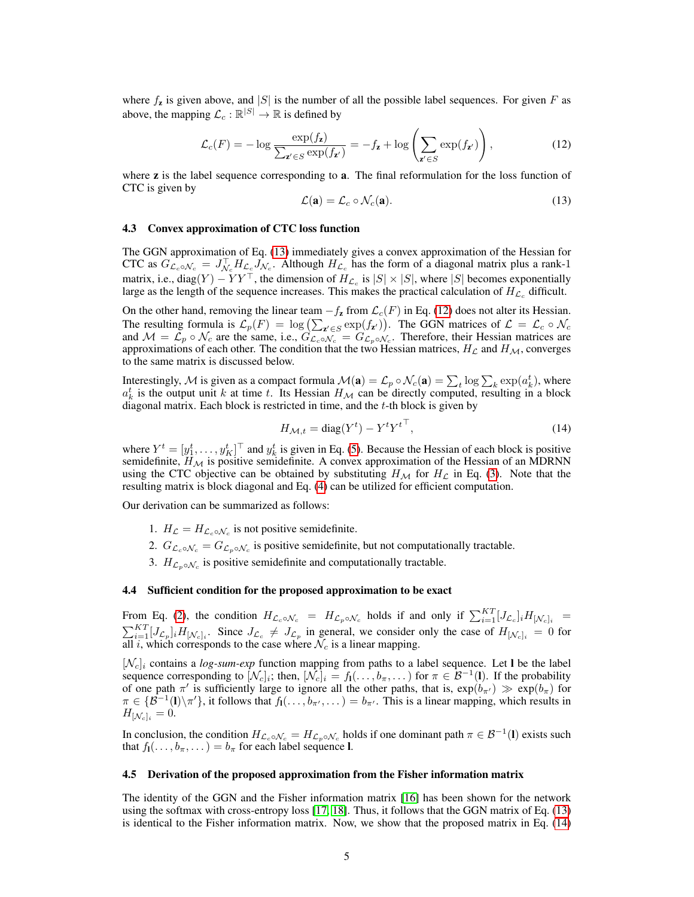where $f_{\mathbf{z}}$ is given above, and $|S|$ is the number of all the possible label sequences. For given $F$ as above, the mapping $\mathcal{L}_c : \mathbb{R}^{|S|} \to \mathbb{R}$ is defined by

$$\mathcal{L}_c(F) = -\log \frac{\exp(f_{\mathbf{z}})}{\sum_{\mathbf{z}' \in S} \exp(f_{\mathbf{z}'})} = -f_{\mathbf{z}} + \log \left( \sum_{\mathbf{z}' \in S} \exp(f_{\mathbf{z}'}) \right), \tag{12}$$

where $\mathbf{z}$ is the label sequence corresponding to $\mathbf{a}$. The final reformulation for the loss function of CTC is given by

$$\mathcal{L}(\mathbf{a}) = \mathcal{L}_c \circ \mathcal{N}_c(\mathbf{a}). \tag{13}$$

### 4.3 Convex approximation of CTC loss function

The GGN approximation of Eq. (13) immediately gives a convex approximation of the Hessian for CTC as $G_{\mathcal{L}_c \circ \mathcal{N}_c} = J_{\mathcal{N}_c}^\top H_{\mathcal{L}_c} J_{\mathcal{N}_c}$. Although $H_{\mathcal{L}_c}$ has the form of a diagonal matrix plus a rank-1 matrix, i.e., $\mathrm{diag}(Y) - YY^\top$, the dimension of $H_{\mathcal{L}_c}$ is $|S| \times |S|$, where $|S|$ becomes exponentially large as the length of the sequence increases. This makes the practical calculation of $H_{\mathcal{L}_c}$ difficult.

On the other hand, removing the linear team $-f_{\mathbf{z}}$ from $\mathcal{L}_c(F)$ in Eq. (12) does not alter its Hessian. The resulting formula is $\mathcal{L}_p(F) = \log \left( \sum_{\mathbf{z}' \in S} \exp(f_{\mathbf{z}'}) \right)$. The GGN matrices of $\mathcal{L} = \mathcal{L}_c \circ \mathcal{N}_c$ and $\mathcal{M} = \mathcal{L}_p \circ \mathcal{N}_c$ are the same, i.e., $G_{\mathcal{L}_c \circ \mathcal{N}_c} = G_{\mathcal{L}_p \circ \mathcal{N}_c}$. Therefore, their Hessian matrices are approximations of each other. The condition that the two Hessian matrices, $H_{\mathcal{L}}$ and $H_{\mathcal{M}}$, converges to the same matrix is discussed below.

Interestingly, $\mathcal{M}$ is given as a compact formula $\mathcal{M}(\mathbf{a}) = \mathcal{L}_p \circ \mathcal{N}_c(\mathbf{a}) = \sum_t \log \sum_k \exp(a_k^t)$, where $a_k^t$ is the output unit $k$ at time $t$. Its Hessian $H_{\mathcal{M}}$ can be directly computed, resulting in a block diagonal matrix. Each block is restricted in time, and the $t$-th block is given by

$$H_{\mathcal{M},t} = \mathrm{diag}(Y^t) - Y^t {Y^t}^\top, \tag{14}$$

where $Y^t = [y_1^t, \ldots, y_K^t]^\top$ and $y_k^t$ is given in Eq. (5). Because the Hessian of each block is positive semidefinite, $H_{\mathcal{M}}$ is positive semidefinite. A convex approximation of the Hessian of an MDRNN using the CTC objective can be obtained by substituting $H_{\mathcal{M}}$ for $H_{\mathcal{L}}$ in Eq. (3). Note that the resulting matrix is block diagonal and Eq. (4) can be utilized for efficient computation.

Our derivation can be summarized as follows:

1. $H_{\mathcal{L}} = H_{\mathcal{L}_c \circ \mathcal{N}_c}$ is not positive semidefinite.
2. $G_{\mathcal{L}_c \circ \mathcal{N}_c} = G_{\mathcal{L}_p \circ \mathcal{N}_c}$ is positive semidefinite, but not computationally tractable.
3. $H_{\mathcal{L}_p \circ \mathcal{N}_c}$ is positive semidefinite and computationally tractable.

### 4.4 Sufficient condition for the proposed approximation to be exact

From Eq. (2), the condition $H_{\mathcal{L}_c \circ \mathcal{N}_c} = H_{\mathcal{L}_p \circ \mathcal{N}_c}$ holds if and only if $\sum_{i=1}^{KT} [J_{\mathcal{L}_c}]_i H_{[\mathcal{N}_c]_i} = \sum_{i=1}^{KT} [J_{\mathcal{L}_p}]_i H_{[\mathcal{N}_c]_i}$. Since $J_{\mathcal{L}_c} \neq J_{\mathcal{L}_p}$ in general, we consider only the case of $H_{[\mathcal{N}_c]_i} = 0$ for all $i$, which corresponds to the case where $\mathcal{N}_c$ is a linear mapping.

$[\mathcal{N}_c]_i$ contains a *log-sum-exp* function mapping from paths to a label sequence. Let $\mathbf{l}$ be the label sequence corresponding to $[\mathcal{N}_c]_i$; then, $[\mathcal{N}_c]_i = f_{\mathbf{l}}(\ldots, b_\pi, \ldots)$ for $\pi \in \mathcal{B}^{-1}(\mathbf{l})$. If the probability of one path $\pi'$ is sufficiently large to ignore all the other paths, that is, $\exp(b_{\pi'}) \gg \exp(b_\pi)$ for $\pi \in \{\mathcal{B}^{-1}(\mathbf{l}) \backslash \pi'\}$, it follows that $f_{\mathbf{l}}(\ldots, b_{\pi'}, \ldots) = b_{\pi'}$. This is a linear mapping, which results in $H_{[\mathcal{N}_c]_i} = 0$.

In conclusion, the condition $H_{\mathcal{L}_c \circ \mathcal{N}_c} = H_{\mathcal{L}_p \circ \mathcal{N}_c}$ holds if one dominant path $\pi \in \mathcal{B}^{-1}(\mathbf{l})$ exists such that $f_{\mathbf{l}}(\ldots, b_\pi, \ldots) = b_\pi$ for each label sequence $\mathbf{l}$.

### 4.5 Derivation of the proposed approximation from the Fisher information matrix

The identity of the GGN and the Fisher information matrix [16] has been shown for the network using the softmax with cross-entropy loss [17, 18]. Thus, it follows that the GGN matrix of Eq. (13) is identical to the Fisher information matrix. Now, we show that the proposed matrix in Eq. (14)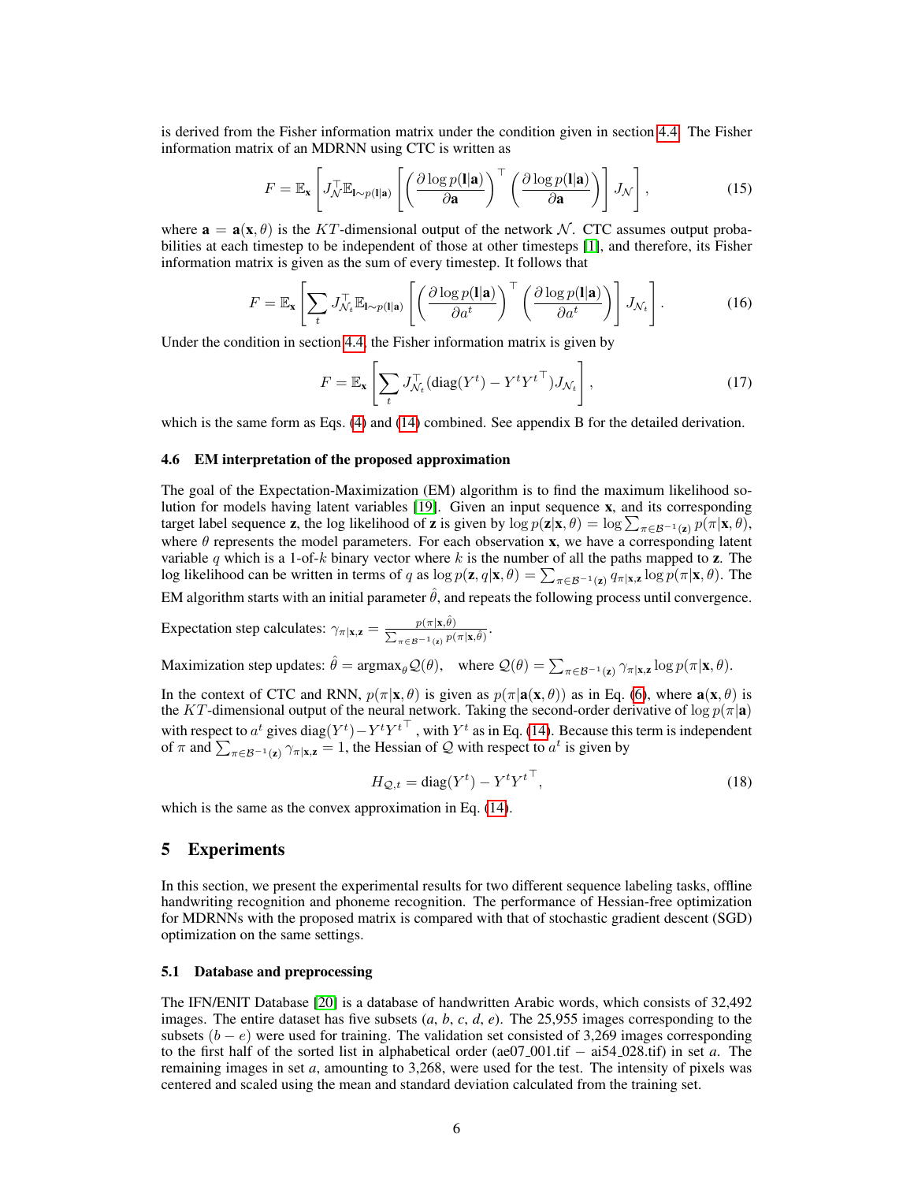is derived from the Fisher information matrix under the condition given in section 4.4. The Fisher information matrix of an MDRNN using CTC is written as

$$F = \mathbb{E}_{\mathbf{x}} \left[ J_{\mathcal{N}}^{\top} \mathbb{E}_{\mathbf{l} \sim p(\mathbf{l}|\mathbf{a})} \left[ \left( \frac{\partial \log p(\mathbf{l}|\mathbf{a})}{\partial \mathbf{a}} \right)^{\top} \left( \frac{\partial \log p(\mathbf{l}|\mathbf{a})}{\partial \mathbf{a}} \right) \right] J_{\mathcal{N}} \right], \tag{15}$$

where $\mathbf{a} = \mathbf{a}(\mathbf{x}, \theta)$ is the $KT$-dimensional output of the network $\mathcal{N}$. CTC assumes output probabilities at each timestep to be independent of those at other timesteps [1], and therefore, its Fisher information matrix is given as the sum of every timestep. It follows that

$$F = \mathbb{E}_{\mathbf{x}} \left[ \sum_t J_{\mathcal{N}_t}^{\top} \mathbb{E}_{\mathbf{l} \sim p(\mathbf{l}|\mathbf{a})} \left[ \left( \frac{\partial \log p(\mathbf{l}|\mathbf{a})}{\partial a^t} \right)^{\top} \left( \frac{\partial \log p(\mathbf{l}|\mathbf{a})}{\partial a^t} \right) \right] J_{\mathcal{N}_t} \right]. \tag{16}$$

Under the condition in section 4.4, the Fisher information matrix is given by

$$F = \mathbb{E}_{\mathbf{x}} \left[ \sum_t J_{\mathcal{N}_t}^{\top} (\mathrm{diag}(Y^t) - Y^t {Y^t}^{\top}) J_{\mathcal{N}_t} \right], \tag{17}$$

which is the same form as Eqs. (4) and (14) combined. See appendix B for the detailed derivation.

### 4.6 EM interpretation of the proposed approximation

The goal of the Expectation-Maximization (EM) algorithm is to find the maximum likelihood solution for models having latent variables [19]. Given an input sequence $\mathbf{x}$, and its corresponding target label sequence $\mathbf{z}$, the log likelihood of $\mathbf{z}$ is given by $\log p(\mathbf{z}|\mathbf{x}, \theta) = \log \sum_{\pi \in \mathcal{B}^{-1}(\mathbf{z})} p(\pi|\mathbf{x}, \theta)$, where $\theta$ represents the model parameters. For each observation $\mathbf{x}$, we have a corresponding latent variable $q$ which is a 1-of-$k$ binary vector where $k$ is the number of all the paths mapped to $\mathbf{z}$. The log likelihood can be written in terms of $q$ as $\log p(\mathbf{z}, q|\mathbf{x}, \theta) = \sum_{\pi \in \mathcal{B}^{-1}(\mathbf{z})} q_{\pi|\mathbf{x},\mathbf{z}} \log p(\pi|\mathbf{x}, \theta)$. The EM algorithm starts with an initial parameter $\hat{\theta}$, and repeats the following process until convergence.

Expectation step calculates: $\gamma_{\pi|\mathbf{x},\mathbf{z}} = \frac{p(\pi|\mathbf{x}, \hat{\theta})}{\sum_{\pi \in \mathcal{B}^{-1}(\mathbf{z})} p(\pi|\mathbf{x}, \hat{\theta})}$.

Maximization step updates: $\hat{\theta} = \mathrm{argmax}_{\theta} \mathcal{Q}(\theta)$, where $\mathcal{Q}(\theta) = \sum_{\pi \in \mathcal{B}^{-1}(\mathbf{z})} \gamma_{\pi|\mathbf{x},\mathbf{z}} \log p(\pi|\mathbf{x}, \theta)$.

In the context of CTC and RNN, $p(\pi|\mathbf{x}, \theta)$ is given as $p(\pi|\mathbf{a}(\mathbf{x}, \theta))$ as in Eq. (6), where $\mathbf{a}(\mathbf{x}, \theta)$ is the $KT$-dimensional output of the neural network. Taking the second-order derivative of $\log p(\pi|\mathbf{a})$ with respect to $a^t$ gives $\mathrm{diag}(Y^t) - Y^t {Y^t}^{\top}$, with $Y^t$ as in Eq. (14). Because this term is independent of $\pi$ and $\sum_{\pi \in \mathcal{B}^{-1}(\mathbf{z})} \gamma_{\pi|\mathbf{x},\mathbf{z}} = 1$, the Hessian of $\mathcal{Q}$ with respect to $a^t$ is given by

$$H_{\mathcal{Q},t} = \mathrm{diag}(Y^t) - Y^t {Y^t}^{\top}, \tag{18}$$

which is the same as the convex approximation in Eq. (14).

## 5 Experiments

In this section, we present the experimental results for two different sequence labeling tasks, offline handwriting recognition and phoneme recognition. The performance of Hessian-free optimization for MDRNNs with the proposed matrix is compared with that of stochastic gradient descent (SGD) optimization on the same settings.

### 5.1 Database and preprocessing

The IFN/ENIT Database [20] is a database of handwritten Arabic words, which consists of 32,492 images. The entire dataset has five subsets ($a$, $b$, $c$, $d$, $e$). The 25,955 images corresponding to the subsets ($b - e$) were used for training. The validation set consisted of 3,269 images corresponding to the first half of the sorted list in alphabetical order (ae07_001.tif − ai54_028.tif) in set $a$. The remaining images in set $a$, amounting to 3,268, were used for the test. The intensity of pixels was centered and scaled using the mean and standard deviation calculated from the training set.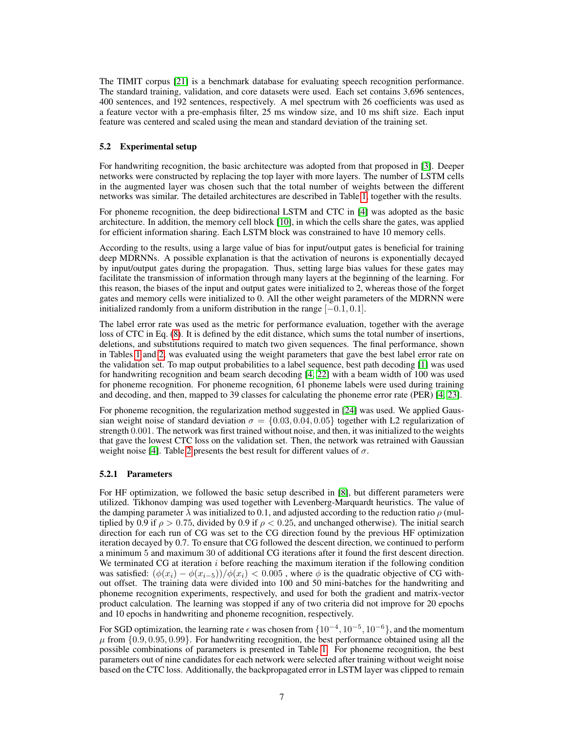The TIMIT corpus [21] is a benchmark database for evaluating speech recognition performance. The standard training, validation, and core datasets were used. Each set contains 3,696 sentences, 400 sentences, and 192 sentences, respectively. A mel spectrum with 26 coefficients was used as a feature vector with a pre-emphasis filter, 25 ms window size, and 10 ms shift size. Each input feature was centered and scaled using the mean and standard deviation of the training set.

### 5.2 Experimental setup

For handwriting recognition, the basic architecture was adopted from that proposed in [3]. Deeper networks were constructed by replacing the top layer with more layers. The number of LSTM cells in the augmented layer was chosen such that the total number of weights between the different networks was similar. The detailed architectures are described in Table 1, together with the results.

For phoneme recognition, the deep bidirectional LSTM and CTC in [4] was adopted as the basic architecture. In addition, the memory cell block [10], in which the cells share the gates, was applied for efficient information sharing. Each LSTM block was constrained to have 10 memory cells.

According to the results, using a large value of bias for input/output gates is beneficial for training deep MDRNNs. A possible explanation is that the activation of neurons is exponentially decayed by input/output gates during the propagation. Thus, setting large bias values for these gates may facilitate the transmission of information through many layers at the beginning of the learning. For this reason, the biases of the input and output gates were initialized to 2, whereas those of the forget gates and memory cells were initialized to 0. All the other weight parameters of the MDRNN were initialized randomly from a uniform distribution in the range $[-0.1, 0.1]$.

The label error rate was used as the metric for performance evaluation, together with the average loss of CTC in Eq. (8). It is defined by the edit distance, which sums the total number of insertions, deletions, and substitutions required to match two given sequences. The final performance, shown in Tables 1 and 2, was evaluated using the weight parameters that gave the best label error rate on the validation set. To map output probabilities to a label sequence, best path decoding [1] was used for handwriting recognition and beam search decoding [4, 22] with a beam width of 100 was used for phoneme recognition. For phoneme recognition, 61 phoneme labels were used during training and decoding, and then, mapped to 39 classes for calculating the phoneme error rate (PER) [4, 23].

For phoneme recognition, the regularization method suggested in [24] was used. We applied Gaussian weight noise of standard deviation $\sigma = \{0.03, 0.04, 0.05\}$ together with L2 regularization of strength $0.001$. The network was first trained without noise, and then, it was initialized to the weights that gave the lowest CTC loss on the validation set. Then, the network was retrained with Gaussian weight noise [4]. Table 2 presents the best result for different values of $\sigma$.

#### 5.2.1 Parameters

For HF optimization, we followed the basic setup described in [8], but different parameters were utilized. Tikhonov damping was used together with Levenberg-Marquardt heuristics. The value of the damping parameter $\lambda$ was initialized to 0.1, and adjusted according to the reduction ratio $\rho$ (multiplied by 0.9 if $\rho > 0.75$, divided by 0.9 if $\rho < 0.25$, and unchanged otherwise). The initial search direction for each run of CG was set to the CG direction found by the previous HF optimization iteration decayed by 0.7. To ensure that CG followed the descent direction, we continued to perform a minimum 5 and maximum 30 of additional CG iterations after it found the first descent direction. We terminated CG at iteration $i$ before reaching the maximum iteration if the following condition was satisfied: $(\phi(x_i) - \phi(x_{i-5}))/\phi(x_i) < 0.005$ , where $\phi$ is the quadratic objective of CG without offset. The training data were divided into 100 and 50 mini-batches for the handwriting and phoneme recognition experiments, respectively, and used for both the gradient and matrix-vector product calculation. The learning was stopped if any of two criteria did not improve for 20 epochs and 10 epochs in handwriting and phoneme recognition, respectively.

For SGD optimization, the learning rate $\epsilon$ was chosen from $\{10^{-4}, 10^{-5}, 10^{-6}\}$, and the momentum $\mu$ from $\{0.9, 0.95, 0.99\}$. For handwriting recognition, the best performance obtained using all the possible combinations of parameters is presented in Table 1. For phoneme recognition, the best parameters out of nine candidates for each network were selected after training without weight noise based on the CTC loss. Additionally, the backpropagated error in LSTM layer was clipped to remain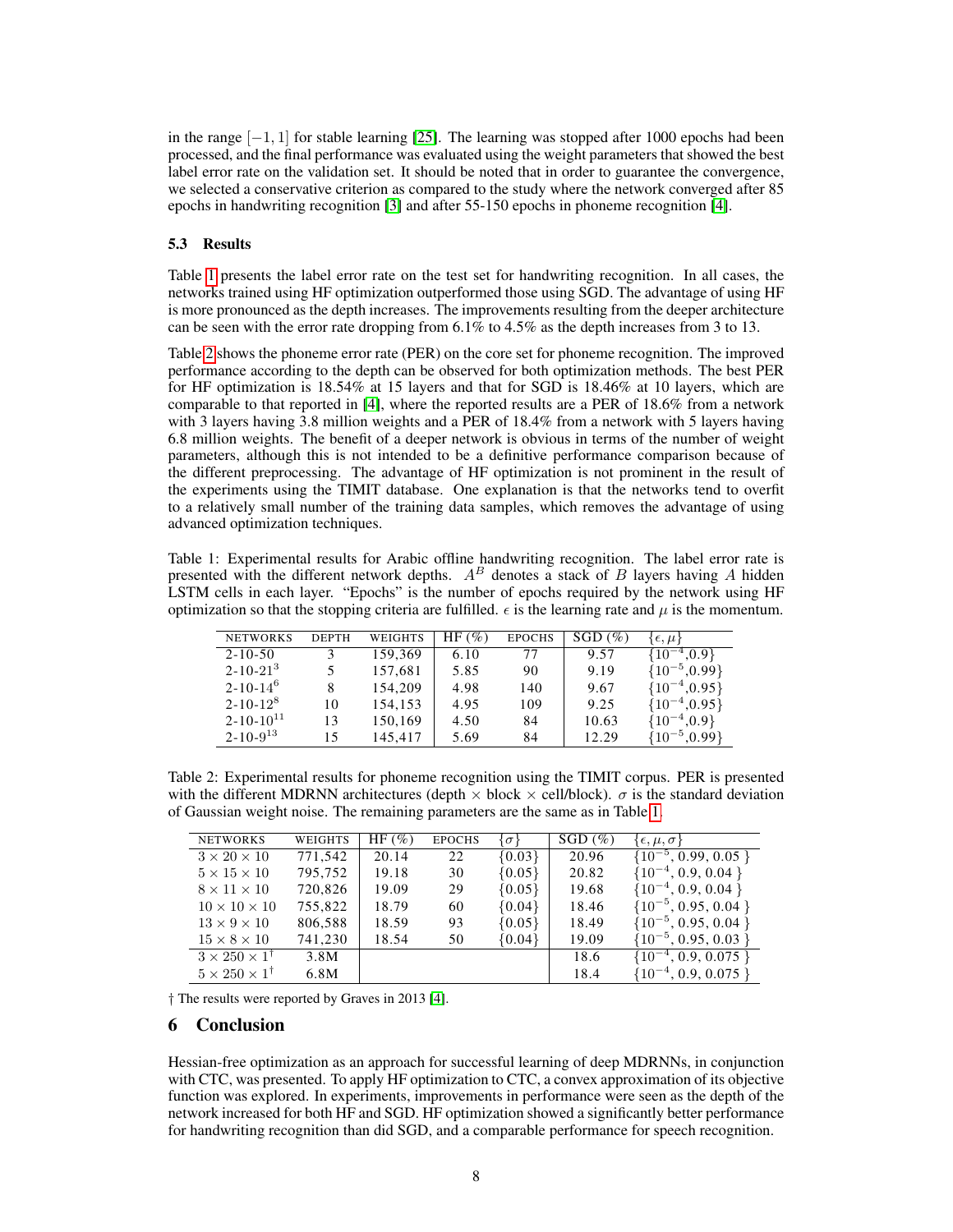in the range $[-1, 1]$ for stable learning [25]. The learning was stopped after 1000 epochs had been processed, and the final performance was evaluated using the weight parameters that showed the best label error rate on the validation set. It should be noted that in order to guarantee the convergence, we selected a conservative criterion as compared to the study where the network converged after 85 epochs in handwriting recognition [3] and after 55-150 epochs in phoneme recognition [4].

### 5.3 Results

Table 1 presents the label error rate on the test set for handwriting recognition. In all cases, the networks trained using HF optimization outperformed those using SGD. The advantage of using HF is more pronounced as the depth increases. The improvements resulting from the deeper architecture can be seen with the error rate dropping from 6.1% to 4.5% as the depth increases from 3 to 13.

Table 2 shows the phoneme error rate (PER) on the core set for phoneme recognition. The improved performance according to the depth can be observed for both optimization methods. The best PER for HF optimization is 18.54% at 15 layers and that for SGD is 18.46% at 10 layers, which are comparable to that reported in [4], where the reported results are a PER of 18.6% from a network with 3 layers having 3.8 million weights and a PER of 18.4% from a network with 5 layers having 6.8 million weights. The benefit of a deeper network is obvious in terms of the number of weight parameters, although this is not intended to be a definitive performance comparison because of the different preprocessing. The advantage of HF optimization is not prominent in the result of the experiments using the TIMIT database. One explanation is that the networks tend to overfit to a relatively small number of the training data samples, which removes the advantage of using advanced optimization techniques.

Table 1: Experimental results for Arabic offline handwriting recognition. The label error rate is presented with the different network depths. $A^B$ denotes a stack of $B$ layers having $A$ hidden LSTM cells in each layer. "Epochs" is the number of epochs required by the network using HF optimization so that the stopping criteria are fulfilled. $\epsilon$ is the learning rate and $\mu$ is the momentum.

| NETWORKS | DEPTH | WEIGHTS | HF (%) | EPOCHS | SGD (%) | $\{\epsilon, \mu\}$ |
|---|---|---|---|---|---|---|
| 2-10-50 | 3 | 159,369 | 6.10 | 77 | 9.57 | $\{10^{-4}$,0.9$\}$ |
| 2-10-$21^3$ | 5 | 157,681 | 5.85 | 90 | 9.19 | $\{10^{-5}$,0.99$\}$ |
| 2-10-$14^6$ | 8 | 154,209 | 4.98 | 140 | 9.67 | $\{10^{-4}$,0.95$\}$ |
| 2-10-$12^8$ | 10 | 154,153 | 4.95 | 109 | 9.25 | $\{10^{-4}$,0.95$\}$ |
| 2-10-$10^{11}$ | 13 | 150,169 | 4.50 | 84 | 10.63 | $\{10^{-4}$,0.9$\}$ |
| 2-10-$9^{13}$ | 15 | 145,417 | 5.69 | 84 | 12.29 | $\{10^{-5}$,0.99$\}$ |

Table 2: Experimental results for phoneme recognition using the TIMIT corpus. PER is presented with the different MDRNN architectures (depth $\times$ block $\times$ cell/block). $\sigma$ is the standard deviation of Gaussian weight noise. The remaining parameters are the same as in Table 1.

| NETWORKS | WEIGHTS | HF (%) | EPOCHS | $\{\sigma\}$ | SGD (%) | $\{\epsilon, \mu, \sigma\}$ |
|---|---|---|---|---|---|---|
| $3 \times 20 \times 10$ | 771,542 | 20.14 | 22 | $\{0.03\}$ | 20.96 | $\{10^{-5}$, 0.99, 0.05 $\}$ |
| $5 \times 15 \times 10$ | 795,752 | 19.18 | 30 | $\{0.05\}$ | 20.82 | $\{10^{-4}$, 0.9, 0.04 $\}$ |
| $8 \times 11 \times 10$ | 720,826 | 19.09 | 29 | $\{0.05\}$ | 19.68 | $\{10^{-4}$, 0.9, 0.04 $\}$ |
| $10 \times 10 \times 10$ | 755,822 | 18.79 | 60 | $\{0.04\}$ | 18.46 | $\{10^{-5}$, 0.95, 0.04 $\}$ |
| $13 \times 9 \times 10$ | 806,588 | 18.59 | 93 | $\{0.05\}$ | 18.49 | $\{10^{-5}$, 0.95, 0.04 $\}$ |
| $15 \times 8 \times 10$ | 741,230 | 18.54 | 50 | $\{0.04\}$ | 19.09 | $\{10^{-5}$, 0.95, 0.03 $\}$ |
| $3 \times 250 \times 1^\dagger$ | 3.8M | | | | 18.6 | $\{10^{-4}$, 0.9, 0.075 $\}$ |
| $5 \times 250 \times 1^\dagger$ | 6.8M | | | | 18.4 | $\{10^{-4}$, 0.9, 0.075 $\}$ |

† The results were reported by Graves in 2013 [4].

## 6 Conclusion

Hessian-free optimization as an approach for successful learning of deep MDRNNs, in conjunction with CTC, was presented. To apply HF optimization to CTC, a convex approximation of its objective function was explored. In experiments, improvements in performance were seen as the depth of the network increased for both HF and SGD. HF optimization showed a significantly better performance for handwriting recognition than did SGD, and a comparable performance for speech recognition.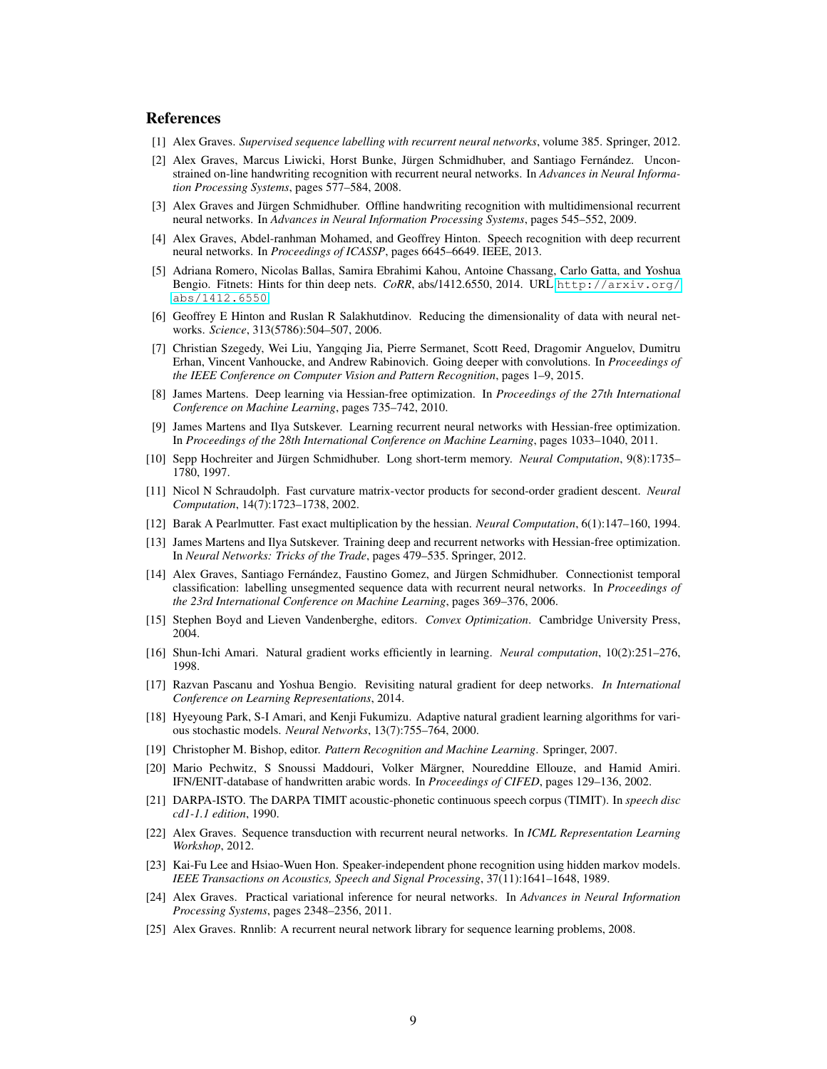## References

[1] Alex Graves. *Supervised sequence labelling with recurrent neural networks*, volume 385. Springer, 2012.

[2] Alex Graves, Marcus Liwicki, Horst Bunke, Jürgen Schmidhuber, and Santiago Fernández. Unconstrained on-line handwriting recognition with recurrent neural networks. In *Advances in Neural Information Processing Systems*, pages 577–584, 2008.

[3] Alex Graves and Jürgen Schmidhuber. Offline handwriting recognition with multidimensional recurrent neural networks. In *Advances in Neural Information Processing Systems*, pages 545–552, 2009.

[4] Alex Graves, Abdel-ranhman Mohamed, and Geoffrey Hinton. Speech recognition with deep recurrent neural networks. In *Proceedings of ICASSP*, pages 6645–6649. IEEE, 2013.

[5] Adriana Romero, Nicolas Ballas, Samira Ebrahimi Kahou, Antoine Chassang, Carlo Gatta, and Yoshua Bengio. Fitnets: Hints for thin deep nets. *CoRR*, abs/1412.6550, 2014. URL http://arxiv.org/abs/1412.6550.

[6] Geoffrey E Hinton and Ruslan R Salakhutdinov. Reducing the dimensionality of data with neural networks. *Science*, 313(5786):504–507, 2006.

[7] Christian Szegedy, Wei Liu, Yangqing Jia, Pierre Sermanet, Scott Reed, Dragomir Anguelov, Dumitru Erhan, Vincent Vanhoucke, and Andrew Rabinovich. Going deeper with convolutions. In *Proceedings of the IEEE Conference on Computer Vision and Pattern Recognition*, pages 1–9, 2015.

[8] James Martens. Deep learning via Hessian-free optimization. In *Proceedings of the 27th International Conference on Machine Learning*, pages 735–742, 2010.

[9] James Martens and Ilya Sutskever. Learning recurrent neural networks with Hessian-free optimization. In *Proceedings of the 28th International Conference on Machine Learning*, pages 1033–1040, 2011.

[10] Sepp Hochreiter and Jürgen Schmidhuber. Long short-term memory. *Neural Computation*, 9(8):1735–1780, 1997.

[11] Nicol N Schraudolph. Fast curvature matrix-vector products for second-order gradient descent. *Neural Computation*, 14(7):1723–1738, 2002.

[12] Barak A Pearlmutter. Fast exact multiplication by the hessian. *Neural Computation*, 6(1):147–160, 1994.

[13] James Martens and Ilya Sutskever. Training deep and recurrent networks with Hessian-free optimization. In *Neural Networks: Tricks of the Trade*, pages 479–535. Springer, 2012.

[14] Alex Graves, Santiago Fernández, Faustino Gomez, and Jürgen Schmidhuber. Connectionist temporal classification: labelling unsegmented sequence data with recurrent neural networks. In *Proceedings of the 23rd International Conference on Machine Learning*, pages 369–376, 2006.

[15] Stephen Boyd and Lieven Vandenberghe, editors. *Convex Optimization*. Cambridge University Press, 2004.

[16] Shun-Ichi Amari. Natural gradient works efficiently in learning. *Neural computation*, 10(2):251–276, 1998.

[17] Razvan Pascanu and Yoshua Bengio. Revisiting natural gradient for deep networks. *In International Conference on Learning Representations*, 2014.

[18] Hyeyoung Park, S-I Amari, and Kenji Fukumizu. Adaptive natural gradient learning algorithms for various stochastic models. *Neural Networks*, 13(7):755–764, 2000.

[19] Christopher M. Bishop, editor. *Pattern Recognition and Machine Learning*. Springer, 2007.

[20] Mario Pechwitz, S Snoussi Maddouri, Volker Märgner, Noureddine Ellouze, and Hamid Amiri. IFN/ENIT-database of handwritten arabic words. In *Proceedings of CIFED*, pages 129–136, 2002.

[21] DARPA-ISTO. The DARPA TIMIT acoustic-phonetic continuous speech corpus (TIMIT). In *speech disc cd1-1.1 edition*, 1990.

[22] Alex Graves. Sequence transduction with recurrent neural networks. In *ICML Representation Learning Workshop*, 2012.

[23] Kai-Fu Lee and Hsiao-Wuen Hon. Speaker-independent phone recognition using hidden markov models. *IEEE Transactions on Acoustics, Speech and Signal Processing*, 37(11):1641–1648, 1989.

[24] Alex Graves. Practical variational inference for neural networks. In *Advances in Neural Information Processing Systems*, pages 2348–2356, 2011.

[25] Alex Graves. Rnnlib: A recurrent neural network library for sequence learning problems, 2008.